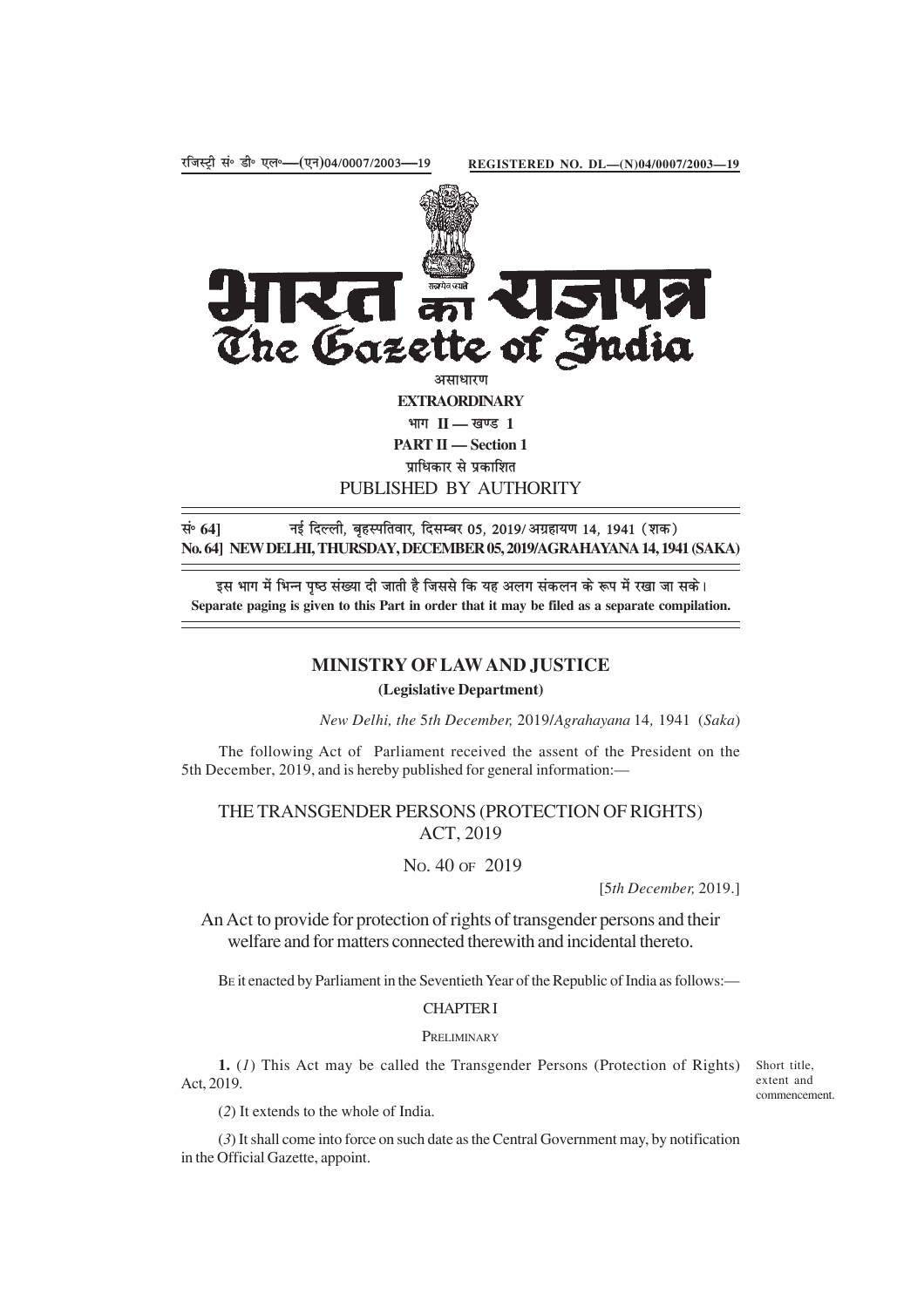रजिस्ट्री सं॰ डी॰ एल॰—(एन)04/0007/2003—19 **REGISTERED NO. DL—(N)04/0007/2003—19**

# भारत का राजपत्र
# The Gazette of India

असाधारण

**EXTRAORDINARY**

भाग II — खण्ड 1

**PART II — Section 1**

प्राधिकार से प्रकाशित

PUBLISHED BY AUTHORITY

**सं॰ 64]** नई दिल्ली, बृहस्पतिवार, दिसम्बर 05, 2019/ अग्रहायण 14, 1941 (शक)

**No. 64] NEW DELHI, THURSDAY, DECEMBER 05, 2019/AGRAHAYANA 14, 1941 (SAKA)**

इस भाग में भिन्न पृष्ठ संख्या दी जाती है जिससे कि यह अलग संकलन के रूप में रखा जा सके।

**Separate paging is given to this Part in order that it may be filed as a separate compilation.**

## MINISTRY OF LAW AND JUSTICE

**(Legislative Department)**

*New Delhi, the 5th December,* 2019/*Agrahayana* 14, 1941 (*Saka*)

The following Act of Parliament received the assent of the President on the 5th December, 2019, and is hereby published for general information:—

## THE TRANSGENDER PERSONS (PROTECTION OF RIGHTS) ACT, 2019

No. 40 of 2019

[5*th December,* 2019.]

An Act to provide for protection of rights of transgender persons and their welfare and for matters connected therewith and incidental thereto.

Be it enacted by Parliament in the Seventieth Year of the Republic of India as follows:—

### CHAPTER I

### Preliminary

Short title, extent and commencement.

**1.** (*1*) This Act may be called the Transgender Persons (Protection of Rights) Act, 2019.

(*2*) It extends to the whole of India.

(*3*) It shall come into force on such date as the Central Government may, by notification in the Official Gazette, appoint.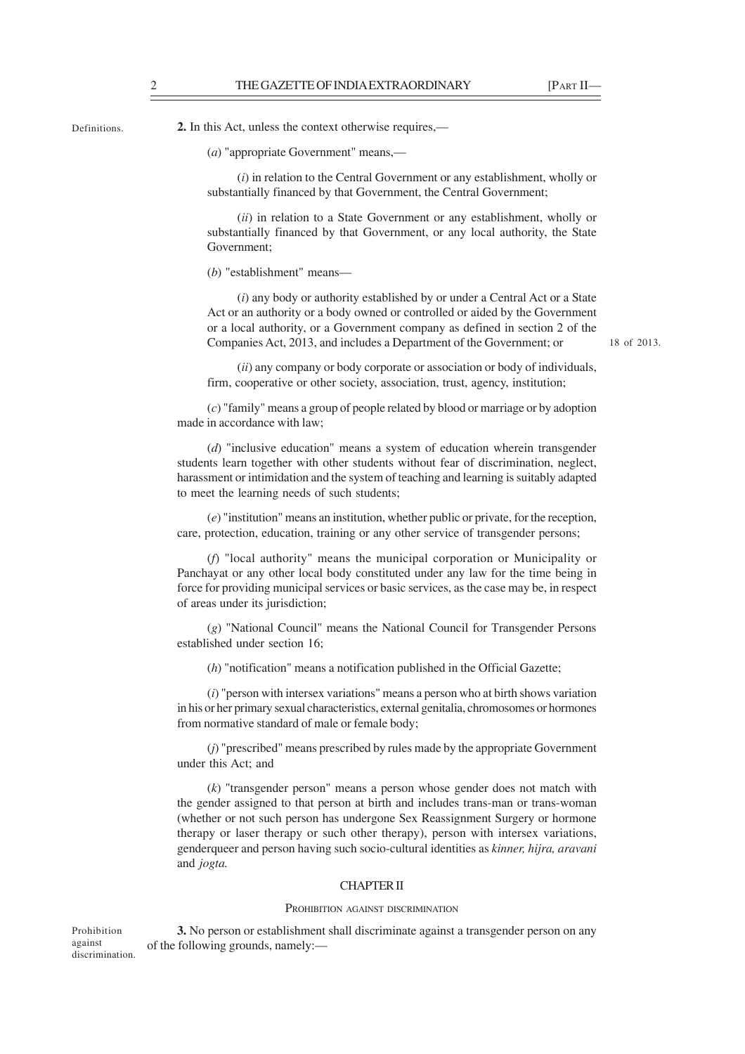Definitions.

**2.** In this Act, unless the context otherwise requires,—

(*a*) "appropriate Government" means,—

(*i*) in relation to the Central Government or any establishment, wholly or substantially financed by that Government, the Central Government;

(*ii*) in relation to a State Government or any establishment, wholly or substantially financed by that Government, or any local authority, the State Government;

(*b*) "establishment" means—

(*i*) any body or authority established by or under a Central Act or a State Act or an authority or a body owned or controlled or aided by the Government or a local authority, or a Government company as defined in section 2 of the Companies Act, 2013, and includes a Department of the Government; or

18 of 2013.

(*ii*) any company or body corporate or association or body of individuals, firm, cooperative or other society, association, trust, agency, institution;

(*c*) "family" means a group of people related by blood or marriage or by adoption made in accordance with law;

(*d*) "inclusive education" means a system of education wherein transgender students learn together with other students without fear of discrimination, neglect, harassment or intimidation and the system of teaching and learning is suitably adapted to meet the learning needs of such students;

(*e*) "institution" means an institution, whether public or private, for the reception, care, protection, education, training or any other service of transgender persons;

(*f*) "local authority" means the municipal corporation or Municipality or Panchayat or any other local body constituted under any law for the time being in force for providing municipal services or basic services, as the case may be, in respect of areas under its jurisdiction;

(*g*) "National Council" means the National Council for Transgender Persons established under section 16;

(*h*) "notification" means a notification published in the Official Gazette;

(*i*) "person with intersex variations" means a person who at birth shows variation in his or her primary sexual characteristics, external genitalia, chromosomes or hormones from normative standard of male or female body;

(*j*) "prescribed" means prescribed by rules made by the appropriate Government under this Act; and

(*k*) "transgender person" means a person whose gender does not match with the gender assigned to that person at birth and includes trans-man or trans-woman (whether or not such person has undergone Sex Reassignment Surgery or hormone therapy or laser therapy or such other therapy), person with intersex variations, genderqueer and person having such socio-cultural identities as *kinner, hijra, aravani* and *jogta.*

## CHAPTER II

### PROHIBITION AGAINST DISCRIMINATION

Prohibition against discrimination.

**3.** No person or establishment shall discriminate against a transgender person on any of the following grounds, namely:—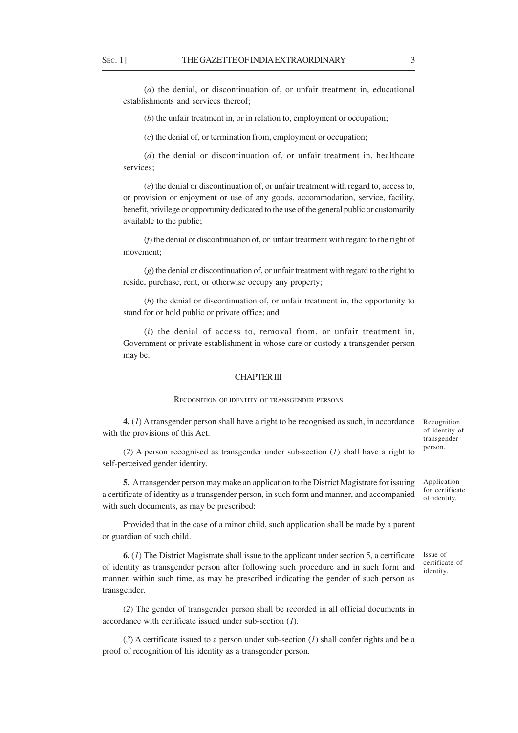(*a*) the denial, or discontinuation of, or unfair treatment in, educational establishments and services thereof;

(*b*) the unfair treatment in, or in relation to, employment or occupation;

(*c*) the denial of, or termination from, employment or occupation;

(*d*) the denial or discontinuation of, or unfair treatment in, healthcare services;

(*e*) the denial or discontinuation of, or unfair treatment with regard to, access to, or provision or enjoyment or use of any goods, accommodation, service, facility, benefit, privilege or opportunity dedicated to the use of the general public or customarily available to the public;

(*f*) the denial or discontinuation of, or unfair treatment with regard to the right of movement;

(*g*) the denial or discontinuation of, or unfair treatment with regard to the right to reside, purchase, rent, or otherwise occupy any property;

(*h*) the denial or discontinuation of, or unfair treatment in, the opportunity to stand for or hold public or private office; and

(*i*) the denial of access to, removal from, or unfair treatment in, Government or private establishment in whose care or custody a transgender person may be.

## CHAPTER III

### RECOGNITION OF IDENTITY OF TRANSGENDER PERSONS

*Recognition of identity of transgender person.*

**4.** (*1*) A transgender person shall have a right to be recognised as such, in accordance with the provisions of this Act.

(*2*) A person recognised as transgender under sub-section (*1*) shall have a right to self-perceived gender identity.

*Application for certificate of identity.*

**5.** A transgender person may make an application to the District Magistrate for issuing a certificate of identity as a transgender person, in such form and manner, and accompanied with such documents, as may be prescribed:

Provided that in the case of a minor child, such application shall be made by a parent or guardian of such child.

*Issue of certificate of identity.*

**6.** (*1*) The District Magistrate shall issue to the applicant under section 5, a certificate of identity as transgender person after following such procedure and in such form and manner, within such time, as may be prescribed indicating the gender of such person as transgender.

(*2*) The gender of transgender person shall be recorded in all official documents in accordance with certificate issued under sub-section (*1*).

(*3*) A certificate issued to a person under sub-section (*1*) shall confer rights and be a proof of recognition of his identity as a transgender person.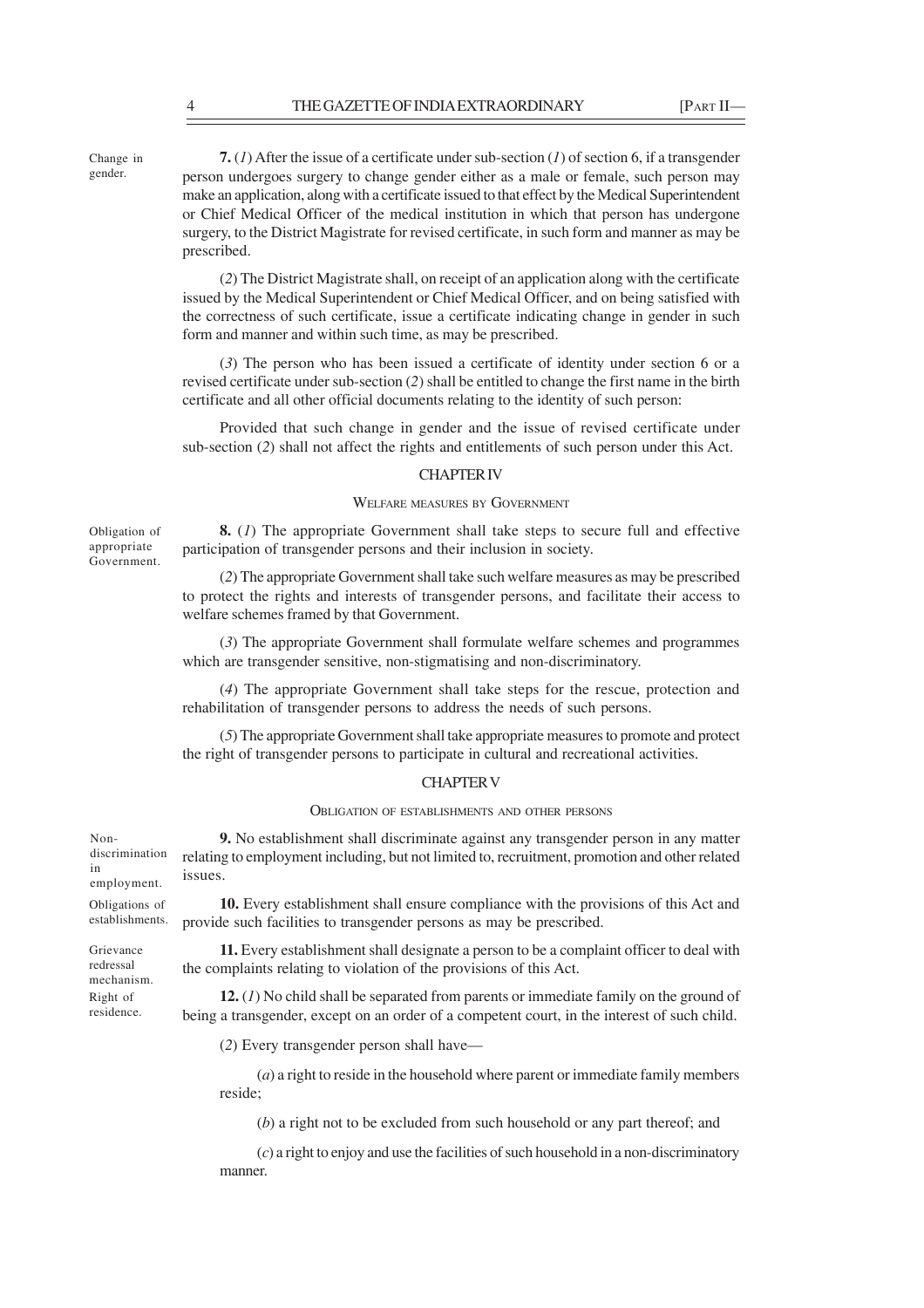**7.** (*1*) After the issue of a certificate under sub-section (*1*) of section 6, if a transgender person undergoes surgery to change gender either as a male or female, such person may make an application, along with a certificate issued to that effect by the Medical Superintendent or Chief Medical Officer of the medical institution in which that person has undergone surgery, to the District Magistrate for revised certificate, in such form and manner as may be prescribed.

Change in gender.

(*2*) The District Magistrate shall, on receipt of an application along with the certificate issued by the Medical Superintendent or Chief Medical Officer, and on being satisfied with the correctness of such certificate, issue a certificate indicating change in gender in such form and manner and within such time, as may be prescribed.

(*3*) The person who has been issued a certificate of identity under section 6 or a revised certificate under sub-section (*2*) shall be entitled to change the first name in the birth certificate and all other official documents relating to the identity of such person:

Provided that such change in gender and the issue of revised certificate under sub-section (*2*) shall not affect the rights and entitlements of such person under this Act.

## CHAPTER IV

### WELFARE MEASURES BY GOVERNMENT

Obligation of appropriate Government.

**8.** (*1*) The appropriate Government shall take steps to secure full and effective participation of transgender persons and their inclusion in society.

(*2*) The appropriate Government shall take such welfare measures as may be prescribed to protect the rights and interests of transgender persons, and facilitate their access to welfare schemes framed by that Government.

(*3*) The appropriate Government shall formulate welfare schemes and programmes which are transgender sensitive, non-stigmatising and non-discriminatory.

(*4*) The appropriate Government shall take steps for the rescue, protection and rehabilitation of transgender persons to address the needs of such persons.

(*5*) The appropriate Government shall take appropriate measures to promote and protect the right of transgender persons to participate in cultural and recreational activities.

## CHAPTER V

### OBLIGATION OF ESTABLISHMENTS AND OTHER PERSONS

Non-discrimination in employment.

**9.** No establishment shall discriminate against any transgender person in any matter relating to employment including, but not limited to, recruitment, promotion and other related issues.

Obligations of establishments.

**10.** Every establishment shall ensure compliance with the provisions of this Act and provide such facilities to transgender persons as may be prescribed.

Grievance redressal mechanism.

**11.** Every establishment shall designate a person to be a complaint officer to deal with the complaints relating to violation of the provisions of this Act.

Right of residence.

**12.** (*1*) No child shall be separated from parents or immediate family on the ground of being a transgender, except on an order of a competent court, in the interest of such child.

(*2*) Every transgender person shall have—

(*a*) a right to reside in the household where parent or immediate family members reside;

(*b*) a right not to be excluded from such household or any part thereof; and

(*c*) a right to enjoy and use the facilities of such household in a non-discriminatory manner.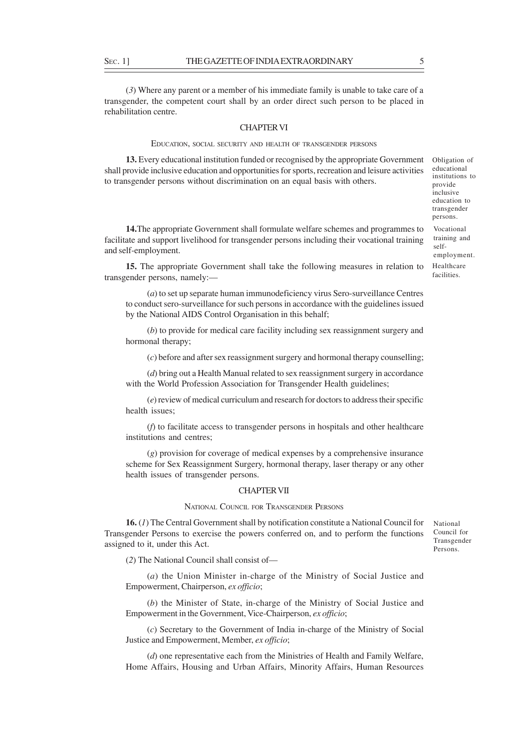(*3*) Where any parent or a member of his immediate family is unable to take care of a transgender, the competent court shall by an order direct such person to be placed in rehabilitation centre.

## CHAPTER VI

### EDUCATION, SOCIAL SECURITY AND HEALTH OF TRANSGENDER PERSONS

Obligation of educational institutions to provide inclusive education to transgender persons.

**13.** Every educational institution funded or recognised by the appropriate Government shall provide inclusive education and opportunities for sports, recreation and leisure activities to transgender persons without discrimination on an equal basis with others.

Vocational training and self-employment.

**14.** The appropriate Government shall formulate welfare schemes and programmes to facilitate and support livelihood for transgender persons including their vocational training and self-employment.

Healthcare facilities.

**15.** The appropriate Government shall take the following measures in relation to transgender persons, namely:—

(*a*) to set up separate human immunodeficiency virus Sero-surveillance Centres to conduct sero-surveillance for such persons in accordance with the guidelines issued by the National AIDS Control Organisation in this behalf;

(*b*) to provide for medical care facility including sex reassignment surgery and hormonal therapy;

(*c*) before and after sex reassignment surgery and hormonal therapy counselling;

(*d*) bring out a Health Manual related to sex reassignment surgery in accordance with the World Profession Association for Transgender Health guidelines;

(*e*) review of medical curriculum and research for doctors to address their specific health issues;

(*f*) to facilitate access to transgender persons in hospitals and other healthcare institutions and centres;

(*g*) provision for coverage of medical expenses by a comprehensive insurance scheme for Sex Reassignment Surgery, hormonal therapy, laser therapy or any other health issues of transgender persons.

## CHAPTER VII

### NATIONAL COUNCIL FOR TRANSGENDER PERSONS

National Council for Transgender Persons.

**16.** (*1*) The Central Government shall by notification constitute a National Council for Transgender Persons to exercise the powers conferred on, and to perform the functions assigned to it, under this Act.

(*2*) The National Council shall consist of—

(*a*) the Union Minister in-charge of the Ministry of Social Justice and Empowerment, Chairperson, *ex officio*;

(*b*) the Minister of State, in-charge of the Ministry of Social Justice and Empowerment in the Government, Vice-Chairperson, *ex officio*;

(*c*) Secretary to the Government of India in-charge of the Ministry of Social Justice and Empowerment, Member, *ex officio*;

(*d*) one representative each from the Ministries of Health and Family Welfare, Home Affairs, Housing and Urban Affairs, Minority Affairs, Human Resources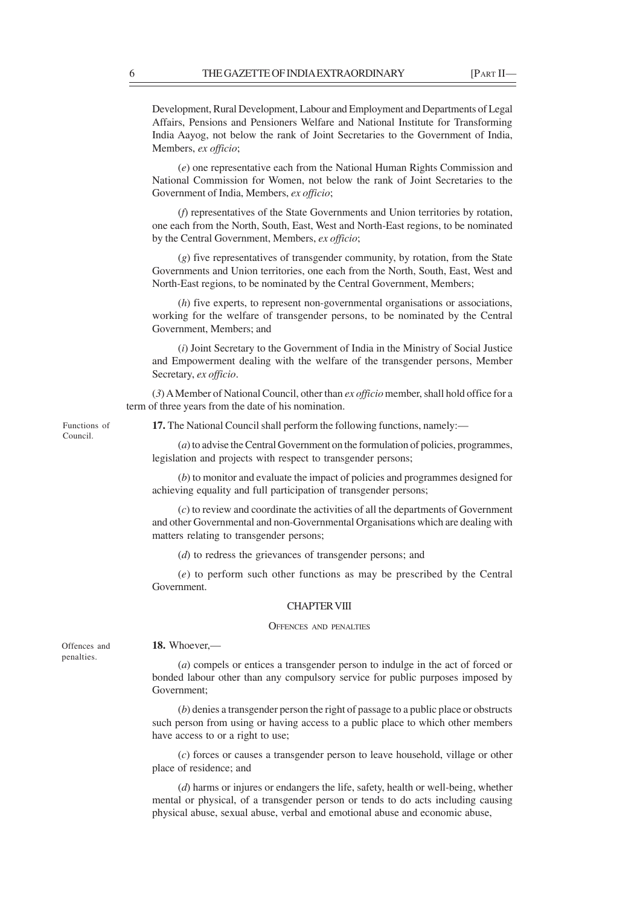Development, Rural Development, Labour and Employment and Departments of Legal Affairs, Pensions and Pensioners Welfare and National Institute for Transforming India Aayog, not below the rank of Joint Secretaries to the Government of India, Members, *ex officio*;

(*e*) one representative each from the National Human Rights Commission and National Commission for Women, not below the rank of Joint Secretaries to the Government of India, Members, *ex officio*;

(*f*) representatives of the State Governments and Union territories by rotation, one each from the North, South, East, West and North-East regions, to be nominated by the Central Government, Members, *ex officio*;

(*g*) five representatives of transgender community, by rotation, from the State Governments and Union territories, one each from the North, South, East, West and North-East regions, to be nominated by the Central Government, Members;

(*h*) five experts, to represent non-governmental organisations or associations, working for the welfare of transgender persons, to be nominated by the Central Government, Members; and

(*i*) Joint Secretary to the Government of India in the Ministry of Social Justice and Empowerment dealing with the welfare of the transgender persons, Member Secretary, *ex officio*.

(*3*) A Member of National Council, other than *ex officio* member, shall hold office for a term of three years from the date of his nomination.

Functions of Council.

**17.** The National Council shall perform the following functions, namely:—

(*a*) to advise the Central Government on the formulation of policies, programmes, legislation and projects with respect to transgender persons;

(*b*) to monitor and evaluate the impact of policies and programmes designed for achieving equality and full participation of transgender persons;

(*c*) to review and coordinate the activities of all the departments of Government and other Governmental and non-Governmental Organisations which are dealing with matters relating to transgender persons;

(*d*) to redress the grievances of transgender persons; and

(*e*) to perform such other functions as may be prescribed by the Central Government.

## CHAPTER VIII

### OFFENCES AND PENALTIES

Offences and penalties.

**18.** Whoever,—

(*a*) compels or entices a transgender person to indulge in the act of forced or bonded labour other than any compulsory service for public purposes imposed by Government;

(*b*) denies a transgender person the right of passage to a public place or obstructs such person from using or having access to a public place to which other members have access to or a right to use;

(*c*) forces or causes a transgender person to leave household, village or other place of residence; and

(*d*) harms or injures or endangers the life, safety, health or well-being, whether mental or physical, of a transgender person or tends to do acts including causing physical abuse, sexual abuse, verbal and emotional abuse and economic abuse,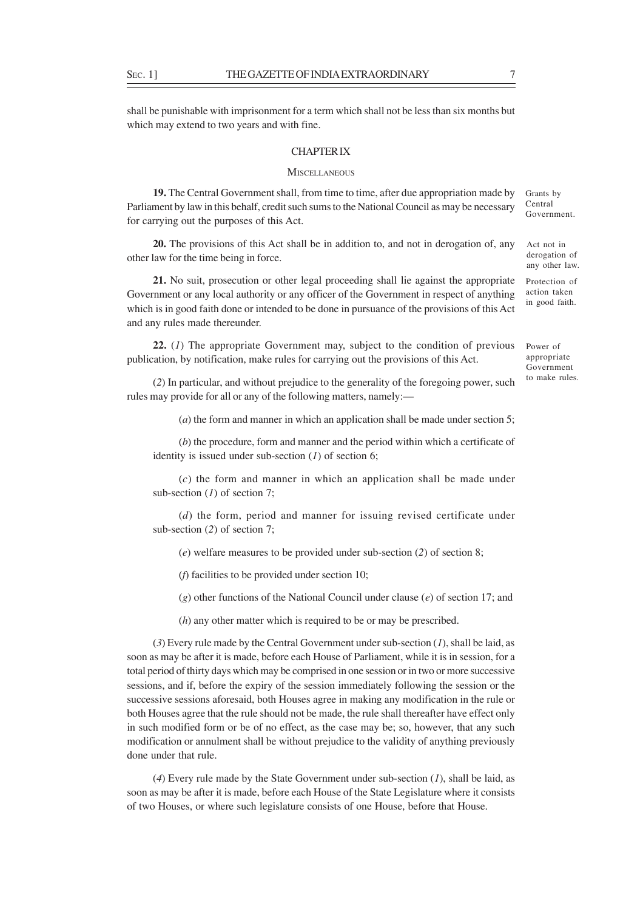shall be punishable with imprisonment for a term which shall not be less than six months but which may extend to two years and with fine.

## CHAPTER IX

### MISCELLANEOUS

Grants by Central Government.

**19.** The Central Government shall, from time to time, after due appropriation made by Parliament by law in this behalf, credit such sums to the National Council as may be necessary for carrying out the purposes of this Act.

Act not in derogation of any other law.

**20.** The provisions of this Act shall be in addition to, and not in derogation of, any other law for the time being in force.

Protection of action taken in good faith.

**21.** No suit, prosecution or other legal proceeding shall lie against the appropriate Government or any local authority or any officer of the Government in respect of anything which is in good faith done or intended to be done in pursuance of the provisions of this Act and any rules made thereunder.

Power of appropriate Government to make rules.

**22.** (*1*) The appropriate Government may, subject to the condition of previous publication, by notification, make rules for carrying out the provisions of this Act.

(*2*) In particular, and without prejudice to the generality of the foregoing power, such rules may provide for all or any of the following matters, namely:—

(*a*) the form and manner in which an application shall be made under section 5;

(*b*) the procedure, form and manner and the period within which a certificate of identity is issued under sub-section (*1*) of section 6;

(*c*) the form and manner in which an application shall be made under sub-section (*1*) of section 7;

(*d*) the form, period and manner for issuing revised certificate under sub-section (*2*) of section 7;

(*e*) welfare measures to be provided under sub-section (*2*) of section 8;

(*f*) facilities to be provided under section 10;

(*g*) other functions of the National Council under clause (*e*) of section 17; and

(*h*) any other matter which is required to be or may be prescribed.

(*3*) Every rule made by the Central Government under sub-section (*1*), shall be laid, as soon as may be after it is made, before each House of Parliament, while it is in session, for a total period of thirty days which may be comprised in one session or in two or more successive sessions, and if, before the expiry of the session immediately following the session or the successive sessions aforesaid, both Houses agree in making any modification in the rule or both Houses agree that the rule should not be made, the rule shall thereafter have effect only in such modified form or be of no effect, as the case may be; so, however, that any such modification or annulment shall be without prejudice to the validity of anything previously done under that rule.

(*4*) Every rule made by the State Government under sub-section (*1*), shall be laid, as soon as may be after it is made, before each House of the State Legislature where it consists of two Houses, or where such legislature consists of one House, before that House.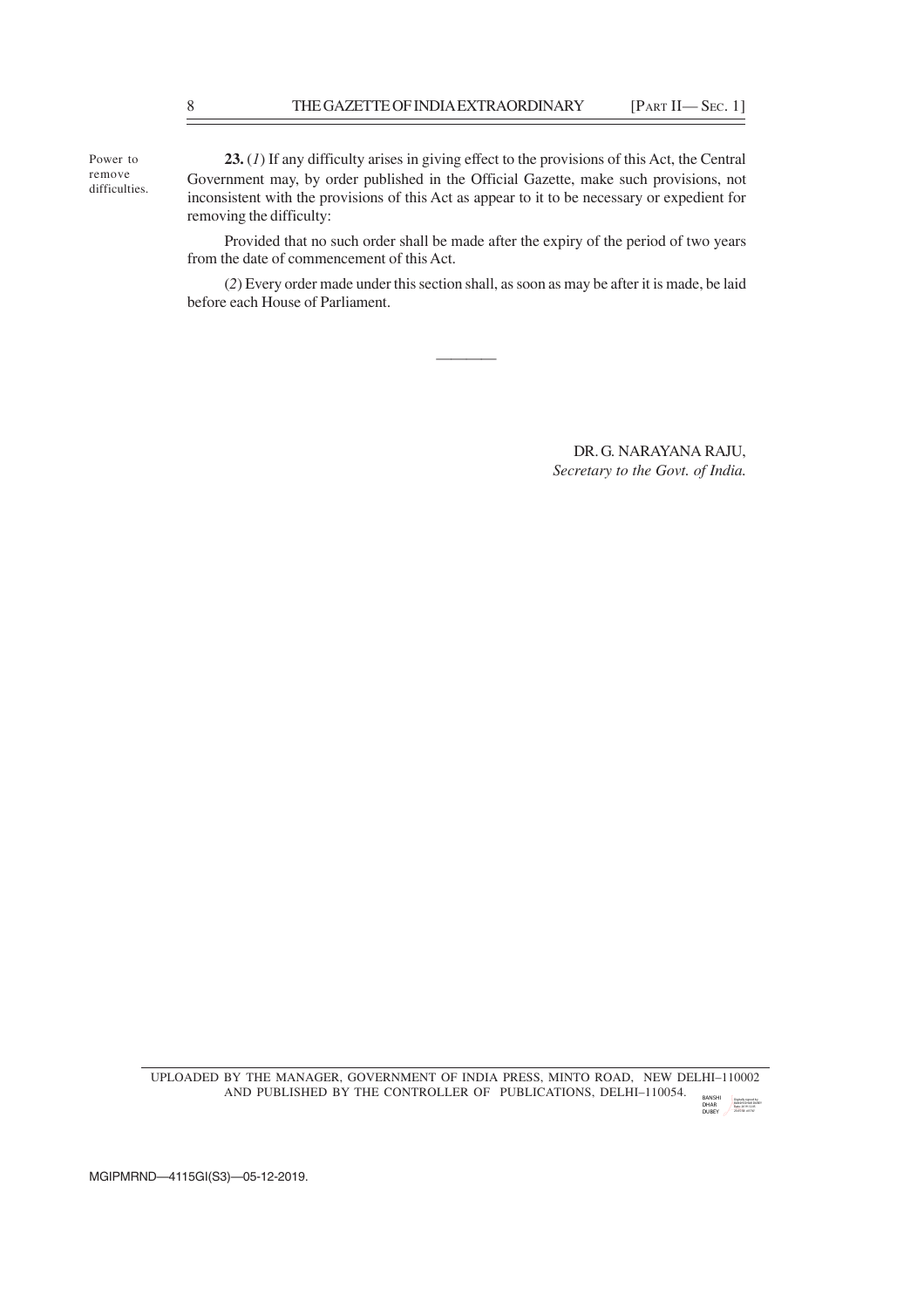Power to remove difficulties.

**23.** (*1*) If any difficulty arises in giving effect to the provisions of this Act, the Central Government may, by order published in the Official Gazette, make such provisions, not inconsistent with the provisions of this Act as appear to it to be necessary or expedient for removing the difficulty:

Provided that no such order shall be made after the expiry of the period of two years from the date of commencement of this Act.

(*2*) Every order made under this section shall, as soon as may be after it is made, be laid before each House of Parliament.

————

DR. G. NARAYANA RAJU,
*Secretary to the Govt. of India.*

UPLOADED BY THE MANAGER, GOVERNMENT OF INDIA PRESS, MINTO ROAD, NEW DELHI–110002
AND PUBLISHED BY THE CONTROLLER OF PUBLICATIONS, DELHI–110054.

MGIPMRND—4115GI(S3)—05-12-2019.